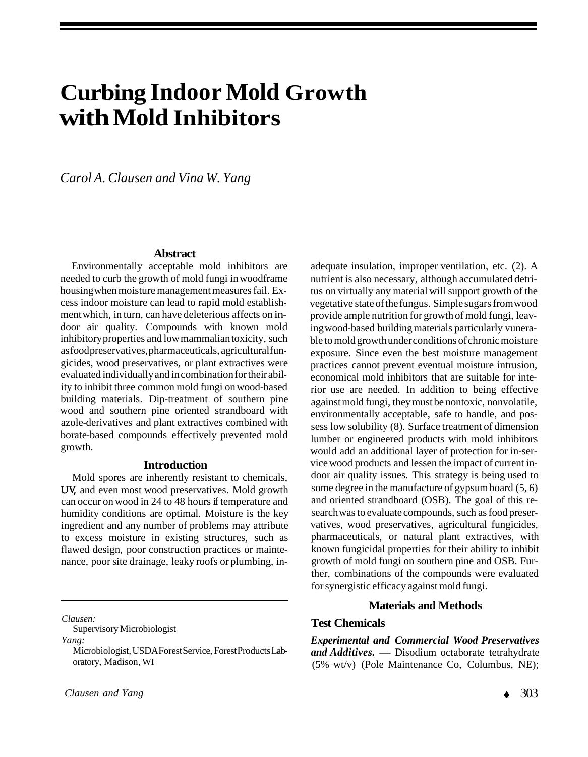# Curbing Indoor Mold Growth with Mold Inhibitors

*Carol A. Clausen and Vina W. Yang*

## Abstract

Environmentally acceptable mold inhibitors are needed to curb the growth of mold fungi in woodframe housing when moisture management measures fail. Excess indoor moisture can lead to rapid mold establishment which, in turn, can have deleterious affects on indoor air quality. Compounds with known mold inhibitory properties and low mammalian toxicity, such as food preservatives, pharmaceuticals, agricultural fungicides, wood preservatives, or plant extractives were evaluated individually and in combination for their ability to inhibit three common mold fungi on wood-based building materials. Dip-treatment of southern pine wood and southern pine oriented strandboard with azole-derivatives and plant extractives combined with borate-based compounds effectively prevented mold growth.

## Introduction

Mold spores are inherently resistant to chemicals, UV, and even most wood preservatives. Mold growth can occur on wood in 24 to 48 hours if temperature and humidity conditions are optimal. Moisture is the key ingredient and any number of problems may attribute to excess moisture in existing structures, such as flawed design, poor construction practices or maintenance, poor site drainage, leaky roofs or plumbing, inadequate insulation, improper ventilation, etc. (2). A nutrient is also necessary, although accumulated detritus on virtually any material will support growth of the vegetative state of the fungus. Simple sugars from wood provide ample nutrition for growth of mold fungi, leaving wood-based building materials particularly vunerable to mold growth under conditions of chronic moisture exposure. Since even the best moisture management practices cannot prevent eventual moisture intrusion, economical mold inhibitors that are suitable for interior use are needed. In addition to being effective against mold fungi, they must be nontoxic, nonvolatile, environmentally acceptable, safe to handle, and possess low solubility (8). Surface treatment of dimension lumber or engineered products with mold inhibitors would add an additional layer of protection for in-service wood products and lessen the impact of current indoor air quality issues. This strategy is being used to some degree in the manufacture of gypsum board (5, 6) and oriented strandboard (OSB). The goal of this research was to evaluate compounds, such as food preservatives, wood preservatives, agricultural fungicides, pharmaceuticals, or natural plant extractives, with known fungicidal properties for their ability to inhibit growth of mold fungi on southern pine and OSB. Further, combinations of the compounds were evaluated for synergistic efficacy against mold fungi.

## Materials and Methods

### Test Chemicals

***Experimental and Commercial Wood Preservatives and Additives.*** — Disodium octaborate tetrahydrate (5% wt/v) (Pole Maintenance Co, Columbus, NE);

---

*Clausen:*
Supervisory Microbiologist
*Yang:*
Microbiologist, USDA Forest Service, Forest Products Laboratory, Madison, WI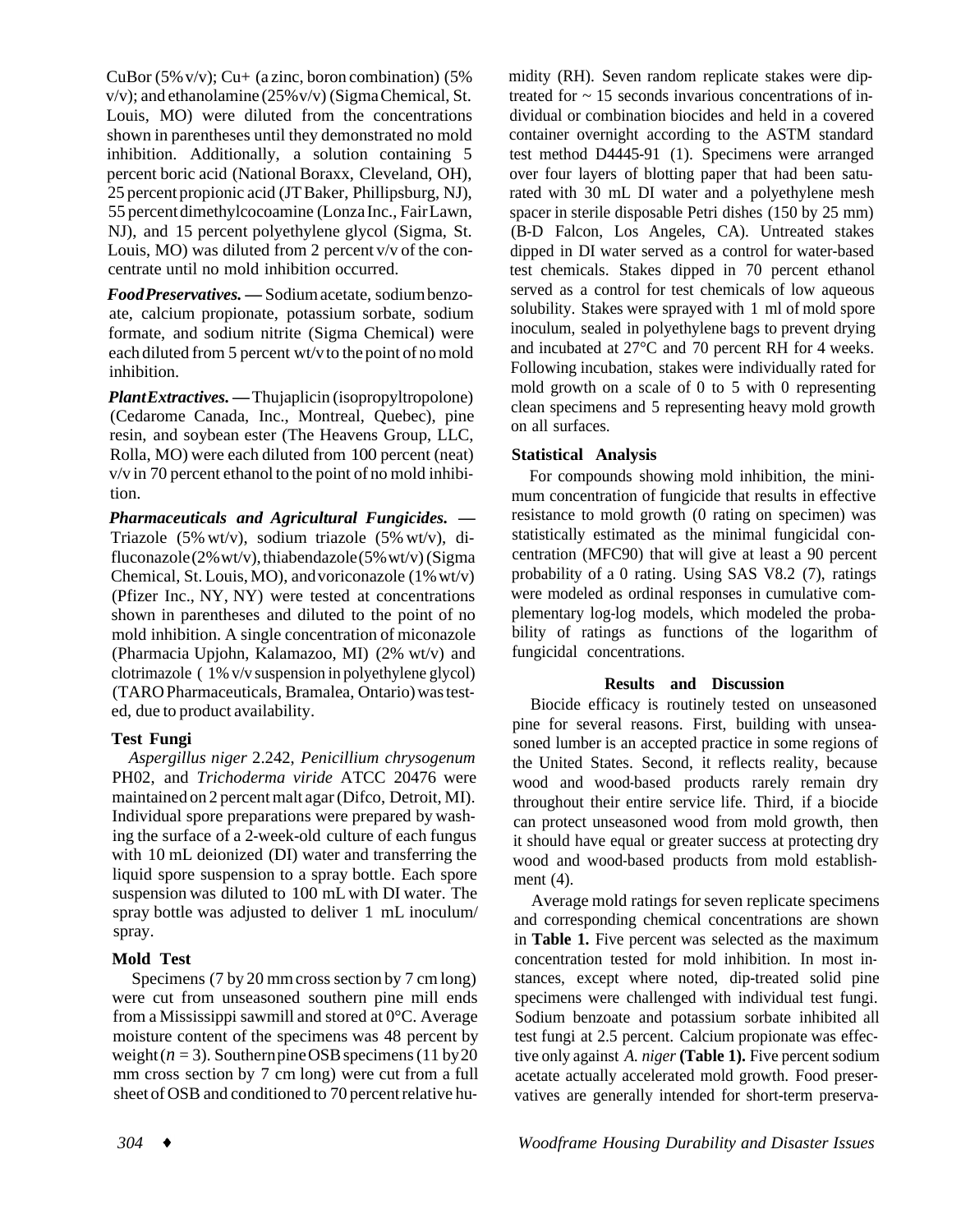CuBor (5% v/v); Cu+ (a zinc, boron combination) (5% v/v); and ethanolamine (25% v/v) (Sigma Chemical, St. Louis, MO) were diluted from the concentrations shown in parentheses until they demonstrated no mold inhibition. Additionally, a solution containing 5 percent boric acid (National Boraxx, Cleveland, OH), 25 percent propionic acid (JT Baker, Phillipsburg, NJ), 55 percent dimethylcocoamine (Lonza Inc., Fair Lawn, NJ), and 15 percent polyethylene glycol (Sigma, St. Louis, MO) was diluted from 2 percent v/v of the concentrate until no mold inhibition occurred.

***Food Preservatives.*** — Sodium acetate, sodium benzoate, calcium propionate, potassium sorbate, sodium formate, and sodium nitrite (Sigma Chemical) were each diluted from 5 percent wt/v to the point of no mold inhibition.

***Plant Extractives.*** — Thujaplicin (isopropyltropolone) (Cedarome Canada, Inc., Montreal, Quebec), pine resin, and soybean ester (The Heavens Group, LLC, Rolla, MO) were each diluted from 100 percent (neat) v/v in 70 percent ethanol to the point of no mold inhibition.

***Pharmaceuticals and Agricultural Fungicides.*** — Triazole (5% wt/v), sodium triazole (5% wt/v), difluconazole (2% wt/v), thiabendazole (5% wt/v) (Sigma Chemical, St. Louis, MO), and voriconazole (1% wt/v) (Pfizer Inc., NY, NY) were tested at concentrations shown in parentheses and diluted to the point of no mold inhibition. A single concentration of miconazole (Pharmacia Upjohn, Kalamazoo, MI) (2% wt/v) and clotrimazole ( 1% v/v suspension in polyethylene glycol) (TARO Pharmaceuticals, Bramalea, Ontario) was tested, due to product availability.

### Test Fungi

*Aspergillus niger* 2.242, *Penicillium chrysogenum* PH02, and *Trichoderma viride* ATCC 20476 were maintained on 2 percent malt agar (Difco, Detroit, MI). Individual spore preparations were prepared by washing the surface of a 2-week-old culture of each fungus with 10 mL deionized (DI) water and transferring the liquid spore suspension to a spray bottle. Each spore suspension was diluted to 100 mL with DI water. The spray bottle was adjusted to deliver 1 mL inoculum/spray.

### Mold Test

Specimens (7 by 20 mm cross section by 7 cm long) were cut from unseasoned southern pine mill ends from a Mississippi sawmill and stored at 0°C. Average moisture content of the specimens was 48 percent by weight ($n = 3$). Southern pine OSB specimens (11 by 20 mm cross section by 7 cm long) were cut from a full sheet of OSB and conditioned to 70 percent relative humidity (RH). Seven random replicate stakes were dip-treated for ~ 15 seconds invarious concentrations of individual or combination biocides and held in a covered container overnight according to the ASTM standard test method D4445-91 (1). Specimens were arranged over four layers of blotting paper that had been saturated with 30 mL DI water and a polyethylene mesh spacer in sterile disposable Petri dishes (150 by 25 mm) (B-D Falcon, Los Angeles, CA). Untreated stakes dipped in DI water served as a control for water-based test chemicals. Stakes dipped in 70 percent ethanol served as a control for test chemicals of low aqueous solubility. Stakes were sprayed with 1 ml of mold spore inoculum, sealed in polyethylene bags to prevent drying and incubated at 27°C and 70 percent RH for 4 weeks. Following incubation, stakes were individually rated for mold growth on a scale of 0 to 5 with 0 representing clean specimens and 5 representing heavy mold growth on all surfaces.

### Statistical Analysis

For compounds showing mold inhibition, the minimum concentration of fungicide that results in effective resistance to mold growth (0 rating on specimen) was statistically estimated as the minimal fungicidal concentration (MFC90) that will give at least a 90 percent probability of a 0 rating. Using SAS V8.2 (7), ratings were modeled as ordinal responses in cumulative complementary log-log models, which modeled the probability of ratings as functions of the logarithm of fungicidal concentrations.

## Results and Discussion

Biocide efficacy is routinely tested on unseasoned pine for several reasons. First, building with unseasoned lumber is an accepted practice in some regions of the United States. Second, it reflects reality, because wood and wood-based products rarely remain dry throughout their entire service life. Third, if a biocide can protect unseasoned wood from mold growth, then it should have equal or greater success at protecting dry wood and wood-based products from mold establishment (4).

Average mold ratings for seven replicate specimens and corresponding chemical concentrations are shown in **Table 1.** Five percent was selected as the maximum concentration tested for mold inhibition. In most instances, except where noted, dip-treated solid pine specimens were challenged with individual test fungi. Sodium benzoate and potassium sorbate inhibited all test fungi at 2.5 percent. Calcium propionate was effective only against *A. niger* **(Table 1).** Five percent sodium acetate actually accelerated mold growth. Food preservatives are generally intended for short-term preserva-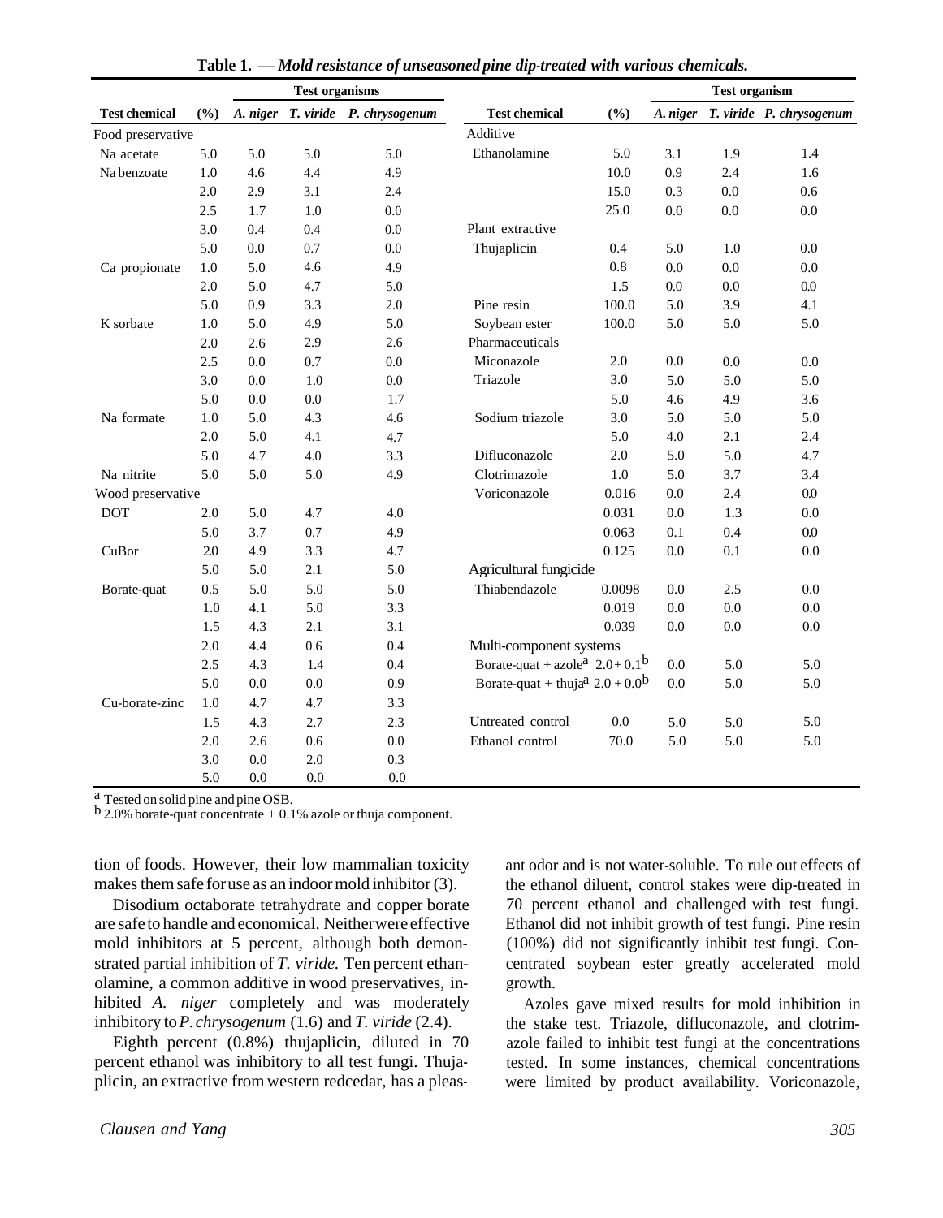**Table 1.** — *Mold resistance of unseasoned pine dip-treated with various chemicals.*

| Test chemical | (%) | Test organisms | | | Test chemical | (%) | Test organism | | |
|---|---|---|---|---|---|---|---|---|---|
| | | *A. niger* | *T. viride* | *P. chrysogenum* | | | *A. niger* | *T. viride* | *P. chrysogenum* |
| Food preservative | | | | | Additive | | | | |
| Na acetate | 5.0 | 5.0 | 5.0 | 5.0 | Ethanolamine | 5.0 | 3.1 | 1.9 | 1.4 |
| Na benzoate | 1.0 | 4.6 | 4.4 | 4.9 | | 10.0 | 0.9 | 2.4 | 1.6 |
| | 2.0 | 2.9 | 3.1 | 2.4 | | 15.0 | 0.3 | 0.0 | 0.6 |
| | 2.5 | 1.7 | 1.0 | 0.0 | | 25.0 | 0.0 | 0.0 | 0.0 |
| | 3.0 | 0.4 | 0.4 | 0.0 | Plant extractive | | | | |
| | 5.0 | 0.0 | 0.7 | 0.0 | Thujaplicin | 0.4 | 5.0 | 1.0 | 0.0 |
| Ca propionate | 1.0 | 5.0 | 4.6 | 4.9 | | 0.8 | 0.0 | 0.0 | 0.0 |
| | 2.0 | 5.0 | 4.7 | 5.0 | | 1.5 | 0.0 | 0.0 | 0.0 |
| | 5.0 | 0.9 | 3.3 | 2.0 | Pine resin | 100.0 | 5.0 | 3.9 | 4.1 |
| K sorbate | 1.0 | 5.0 | 4.9 | 5.0 | Soybean ester | 100.0 | 5.0 | 5.0 | 5.0 |
| | 2.0 | 2.6 | 2.9 | 2.6 | Pharmaceuticals | | | | |
| | 2.5 | 0.0 | 0.7 | 0.0 | Miconazole | 2.0 | 0.0 | 0.0 | 0.0 |
| | 3.0 | 0.0 | 1.0 | 0.0 | Triazole | 3.0 | 5.0 | 5.0 | 5.0 |
| | 5.0 | 0.0 | 0.0 | 1.7 | | 5.0 | 4.6 | 4.9 | 3.6 |
| Na formate | 1.0 | 5.0 | 4.3 | 4.6 | Sodium triazole | 3.0 | 5.0 | 5.0 | 5.0 |
| | 2.0 | 5.0 | 4.1 | 4.7 | | 5.0 | 4.0 | 2.1 | 2.4 |
| | 5.0 | 4.7 | 4.0 | 3.3 | Difluconazole | 2.0 | 5.0 | 5.0 | 4.7 |
| Na nitrite | 5.0 | 5.0 | 5.0 | 4.9 | Clotrimazole | 1.0 | 5.0 | 3.7 | 3.4 |
| Wood preservative | | | | | Voriconazole | 0.016 | 0.0 | 2.4 | 0.0 |
| DOT | 2.0 | 5.0 | 4.7 | 4.0 | | 0.031 | 0.0 | 1.3 | 0.0 |
| | 5.0 | 3.7 | 0.7 | 4.9 | | 0.063 | 0.1 | 0.4 | 0.0 |
| CuBor | 2.0 | 4.9 | 3.3 | 4.7 | | 0.125 | 0.0 | 0.1 | 0.0 |
| | 5.0 | 5.0 | 2.1 | 5.0 | Agricultural fungicide | | | | |
| Borate-quat | 0.5 | 5.0 | 5.0 | 5.0 | Thiabendazole | 0.0098 | 0.0 | 2.5 | 0.0 |
| | 1.0 | 4.1 | 5.0 | 3.3 | | 0.019 | 0.0 | 0.0 | 0.0 |
| | 1.5 | 4.3 | 2.1 | 3.1 | | 0.039 | 0.0 | 0.0 | 0.0 |
| | 2.0 | 4.4 | 0.6 | 0.4 | Multi-component systems | | | | |
| | 2.5 | 4.3 | 1.4 | 0.4 | Borate-quat + azole[a] | 2.0 + 0.1[b] | 0.0 | 5.0 | 5.0 |
| | 5.0 | 0.0 | 0.0 | 0.9 | Borate-quat + thuja[a] | 2.0 + 0.0[b] | 0.0 | 5.0 | 5.0 |
| Cu-borate-zinc | 1.0 | 4.7 | 4.7 | 3.3 | | | | | |
| | 1.5 | 4.3 | 2.7 | 2.3 | Untreated control | 0.0 | 5.0 | 5.0 | 5.0 |
| | 2.0 | 2.6 | 0.6 | 0.0 | Ethanol control | 70.0 | 5.0 | 5.0 | 5.0 |
| | 3.0 | 0.0 | 2.0 | 0.3 | | | | | |
| | 5.0 | 0.0 | 0.0 | 0.0 | | | | | |

[a] Tested on solid pine and pine OSB.
[b] 2.0% borate-quat concentrate + 0.1% azole or thuja component.

tion of foods. However, their low mammalian toxicity makes them safe for use as an indoor mold inhibitor (3).

Disodium octaborate tetrahydrate and copper borate are safe to handle and economical. Neither were effective mold inhibitors at 5 percent, although both demonstrated partial inhibition of *T. viride.* Ten percent ethanolamine, a common additive in wood preservatives, inhibited *A. niger* completely and was moderately inhibitory to *P. chrysogenum* (1.6) and *T. viride* (2.4).

Eighth percent (0.8%) thujaplicin, diluted in 70 percent ethanol was inhibitory to all test fungi. Thujaplicin, an extractive from western redcedar, has a pleasant odor and is not water-soluble. To rule out effects of the ethanol diluent, control stakes were dip-treated in 70 percent ethanol and challenged with test fungi. Ethanol did not inhibit growth of test fungi. Pine resin (100%) did not significantly inhibit test fungi. Concentrated soybean ester greatly accelerated mold growth.

Azoles gave mixed results for mold inhibition in the stake test. Triazole, difluconazole, and clotrimazole failed to inhibit test fungi at the concentrations tested. In some instances, chemical concentrations were limited by product availability. Voriconazole,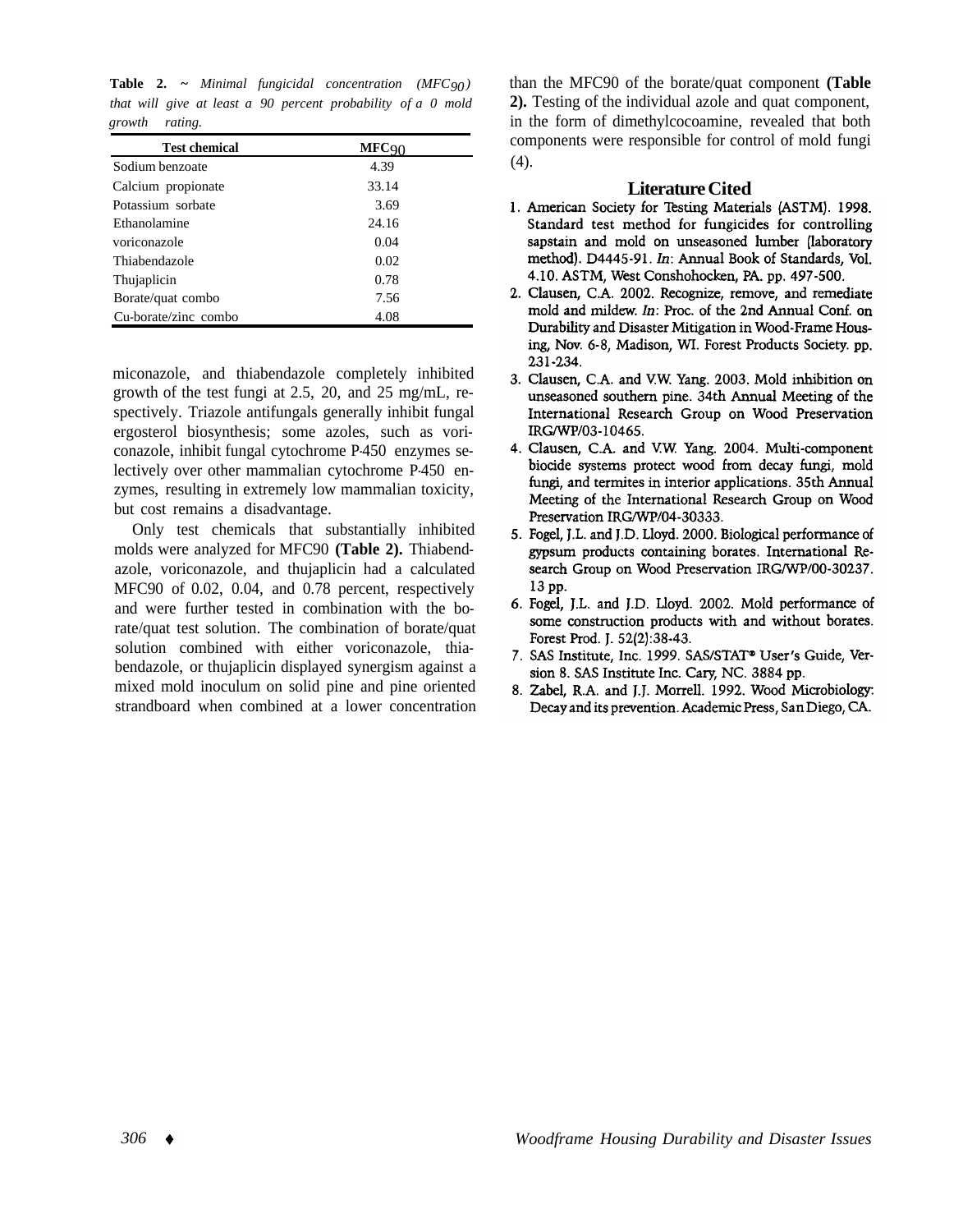**Table 2.** ~ *Minimal fungicidal concentration ($MFC_{90}$) that will give at least a 90 percent probability of a 0 mold growth rating.*

| Test chemical | $MFC_{90}$ |
|---|---|
| Sodium benzoate | 4.39 |
| Calcium propionate | 33.14 |
| Potassium sorbate | 3.69 |
| Ethanolamine | 24.16 |
| voriconazole | 0.04 |
| Thiabendazole | 0.02 |
| Thujaplicin | 0.78 |
| Borate/quat combo | 7.56 |
| Cu-borate/zinc combo | 4.08 |

miconazole, and thiabendazole completely inhibited growth of the test fungi at 2.5, 20, and 25 mg/mL, respectively. Triazole antifungals generally inhibit fungal ergosterol biosynthesis; some azoles, such as voriconazole, inhibit fungal cytochrome P-450 enzymes selectively over other mammalian cytochrome P-450 enzymes, resulting in extremely low mammalian toxicity, but cost remains a disadvantage.

Only test chemicals that substantially inhibited molds were analyzed for MFC90 **(Table 2).** Thiabendazole, voriconazole, and thujaplicin had a calculated MFC90 of 0.02, 0.04, and 0.78 percent, respectively and were further tested in combination with the borate/quat test solution. The combination of borate/quat solution combined with either voriconazole, thiabendazole, or thujaplicin displayed synergism against a mixed mold inoculum on solid pine and pine oriented strandboard when combined at a lower concentration than the MFC90 of the borate/quat component **(Table 2).** Testing of the individual azole and quat component, in the form of dimethylcocoamine, revealed that both components were responsible for control of mold fungi (4).

## Literature Cited

1. American Society for Testing Materials (ASTM). 1998. Standard test method for fungicides for controlling sapstain and mold on unseasoned lumber (laboratory method). D4445-91. *In*: Annual Book of Standards, Vol. 4.10. ASTM, West Conshohocken, PA. pp. 497-500.
2. Clausen, C.A. 2002. Recognize, remove, and remediate mold and mildew. *In*: Proc. of the 2nd Annual Conf. on Durability and Disaster Mitigation in Wood-Frame Housing, Nov. 6-8, Madison, WI. Forest Products Society. pp. 231-234.
3. Clausen, C.A. and V.W. Yang. 2003. Mold inhibition on unseasoned southern pine. 34th Annual Meeting of the International Research Group on Wood Preservation IRG/WP/03-10465.
4. Clausen, C.A. and V.W. Yang. 2004. Multi-component biocide systems protect wood from decay fungi, mold fungi, and termites in interior applications. 35th Annual Meeting of the International Research Group on Wood Preservation IRG/WP/04-30333.
5. Fogel, J.L. and J.D. Lloyd. 2000. Biological performance of gypsum products containing borates. International Research Group on Wood Preservation IRG/WP/00-30237. 13 pp.
6. Fogel, J.L. and J.D. Lloyd. 2002. Mold performance of some construction products with and without borates. Forest Prod. J. 52(2):38-43.
7. SAS Institute, Inc. 1999. SAS/STAT® User's Guide, Version 8. SAS Institute Inc. Cary, NC. 3884 pp.
8. Zabel, R.A. and J.J. Morrell. 1992. Wood Microbiology: Decay and its prevention. Academic Press, San Diego, CA.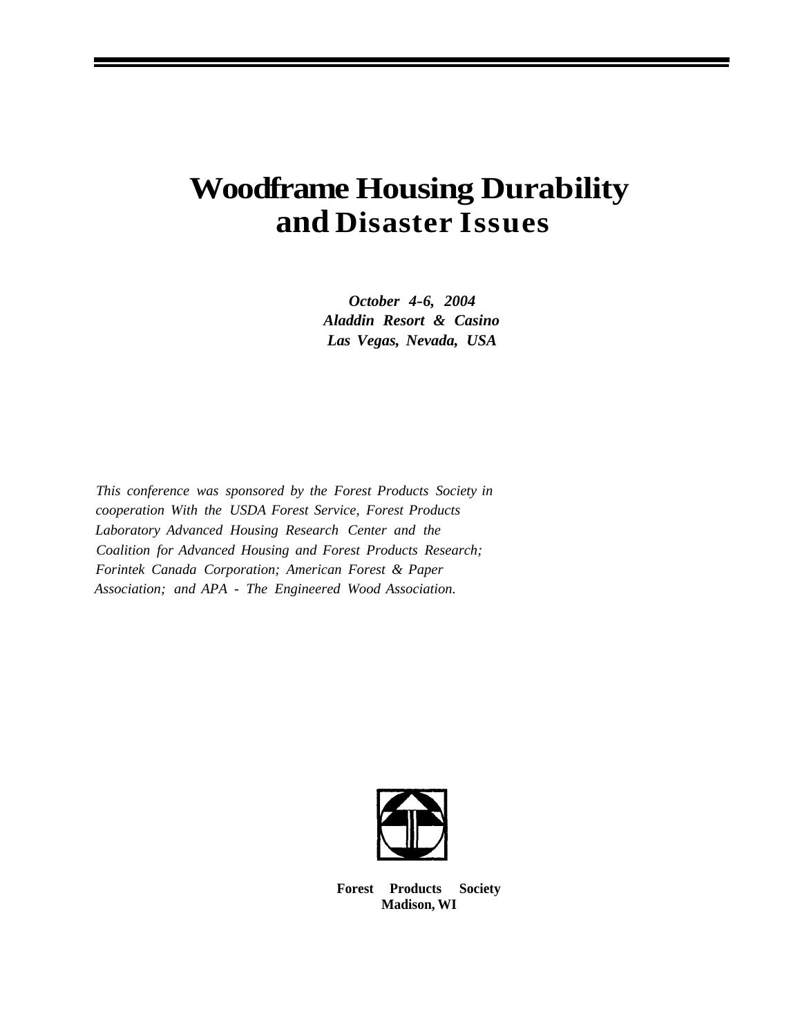# Woodframe Housing Durability and Disaster Issues

*October 4-6, 2004*
*Aladdin Resort & Casino*
*Las Vegas, Nevada, USA*

*This conference was sponsored by the Forest Products Society in cooperation With the USDA Forest Service, Forest Products Laboratory Advanced Housing Research Center and the Coalition for Advanced Housing and Forest Products Research; Forintek Canada Corporation; American Forest & Paper Association; and APA - The Engineered Wood Association.*

**Forest Products Society**
**Madison, WI**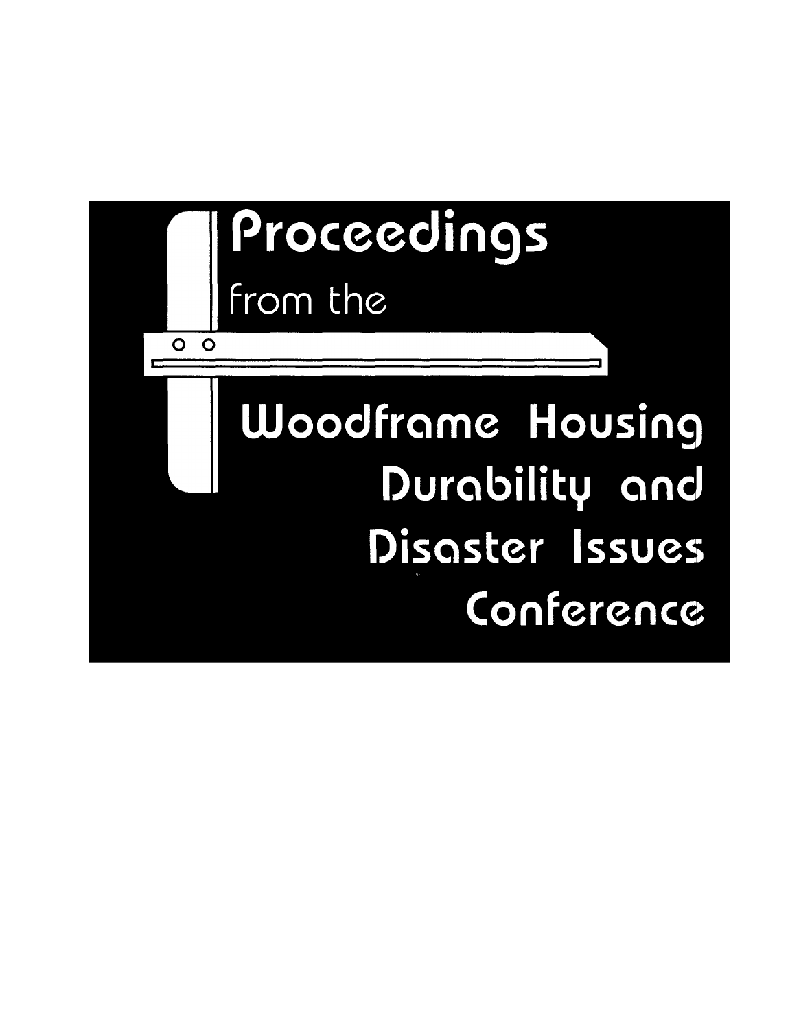# Proceedings

from the

# Woodframe Housing Durability and Disaster Issues Conference